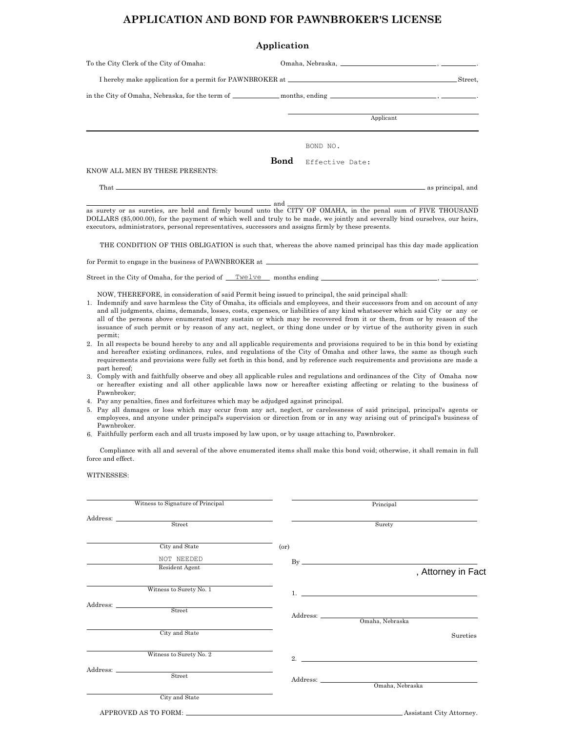# APPLICATION AND BOND FOR PAWNBROKER'S LICENSE

## Application

To the City Clerk of the City of Omaha: Omaha, Nebraska, ______________________, ________.

I hereby make application for a permit for PAWNBROKER at ________________________________________ Street, in the City of Omaha, Nebraska, for the term of __________ months, ending ______________________, ________.

______________________________
Applicant

---

BOND NO.

## Bond

Effective Date:

KNOW ALL MEN BY THESE PRESENTS:

That ______________________________________________________________ as principal, and ______________________________ and ______________________________ as surety or as sureties, are held and firmly bound unto the CITY OF OMAHA, in the penal sum of FIVE THOUSAND DOLLARS ($5,000.00), for the payment of which well and truly to be made, we jointly and severally bind ourselves, our heirs, executors, administrators, personal representatives, successors and assigns firmly by these presents.

THE CONDITION OF THIS OBLIGATION is such that, whereas the above named principal has this day made application for Permit to engage in the business of PAWNBROKER at ________________________________________ Street in the City of Omaha, for the period of Twelve months ending ______________________, ________.

NOW, THEREFORE, in consideration of said Permit being issued to principal, the said principal shall:

1. Indemnify and save harmless the City of Omaha, its officials and employees, and their successors from and on account of any and all judgments, claims, demands, losses, costs, expenses, or liabilities of any kind whatsoever which said City or any or all of the persons above enumerated may sustain or which may be recovered from it or them, from or by reason of the issuance of such permit or by reason of any act, neglect, or thing done under or by virtue of the authority given in such permit;
2. In all respects be bound hereby to any and all applicable requirements and provisions required to be in this bond by existing and hereafter existing ordinances, rules, and regulations of the City of Omaha and other laws, the same as though such requirements and provisions were fully set forth in this bond, and by reference such requirements and provisions are made a part hereof;
3. Comply with and faithfully observe and obey all applicable rules and regulations and ordinances of the City of Omaha now or hereafter existing and all other applicable laws now or hereafter existing affecting or relating to the business of Pawnbroker;
4. Pay any penalties, fines and forfeitures which may be adjudged against principal.
5. Pay all damages or loss which may occur from any act, neglect, or carelessness of said principal, principal's agents or employees, and anyone under principal's supervision or direction from or in any way arising out of principal's business of Pawnbroker.
6. Faithfully perform each and all trusts imposed by law upon, or by usage attaching to, Pawnbroker.

Compliance with all and several of the above enumerated items shall make this bond void; otherwise, it shall remain in full force and effect.

WITNESSES:

______________________________
Witness to Signature of Principal

Address: ______________________________
Street

______________________________
City and State

NOT NEEDED
______________________________
Resident Agent

______________________________
Witness to Surety No. 1

Address: ______________________________
Street

______________________________
City and State

______________________________
Witness to Surety No. 2

Address: ______________________________
Street

______________________________
City and State

______________________________
Principal

______________________________
Surety

(or)

By ______________________________, Attorney in Fact

1. ______________________________

Address: ______________________________
Omaha, Nebraska

Sureties

2. ______________________________

Address: ______________________________
Omaha, Nebraska

APPROVED AS TO FORM: ________________________________________ Assistant City Attorney.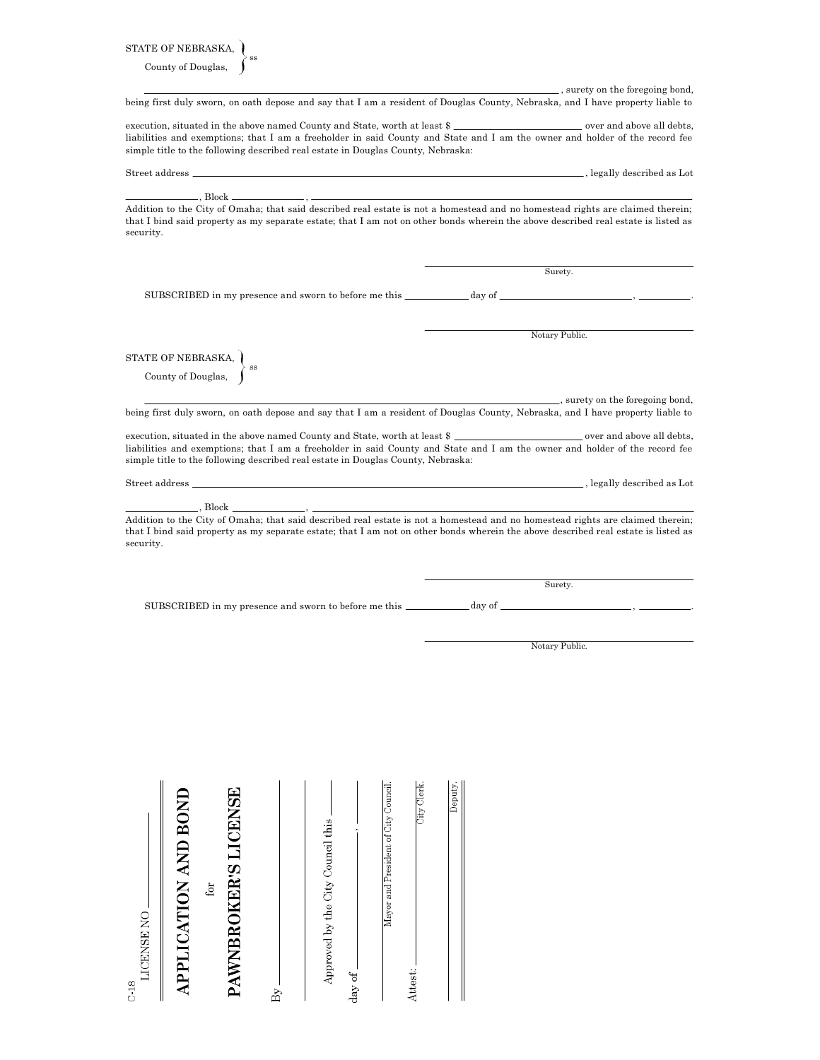STATE OF NEBRASKA,
County of Douglas, } ss

\_\_\_\_\_\_\_\_\_\_\_\_\_\_\_\_\_\_\_\_\_\_\_\_\_\_\_\_\_\_\_\_\_\_\_\_\_\_\_\_\_\_\_\_\_\_\_\_, surety on the foregoing bond, being first duly sworn, on oath depose and say that I am a resident of Douglas County, Nebraska, and I have property liable to execution, situated in the above named County and State, worth at least $ \_\_\_\_\_\_\_\_\_\_\_\_\_\_\_\_\_\_\_\_ over and above all debts, liabilities and exemptions; that I am a freeholder in said County and State and I am the owner and holder of the record fee simple title to the following described real estate in Douglas County, Nebraska:

Street address \_\_\_\_\_\_\_\_\_\_\_\_\_\_\_\_\_\_\_\_\_\_\_\_\_\_\_\_\_\_\_\_\_\_\_\_\_\_\_\_\_\_\_\_\_\_, legally described as Lot \_\_\_\_\_\_\_\_\_\_, Block \_\_\_\_\_\_\_\_\_\_, \_\_\_\_\_\_\_\_\_\_\_\_\_\_\_\_\_\_\_\_\_\_\_\_\_\_\_\_\_\_\_\_\_\_\_\_\_\_\_\_\_\_\_\_\_\_

Addition to the City of Omaha; that said described real estate is not a homestead and no homestead rights are claimed therein; that I bind said property as my separate estate; that I am not on other bonds wherein the above described real estate is listed as security.

\_\_\_\_\_\_\_\_\_\_\_\_\_\_\_\_\_\_\_\_\_\_\_\_\_\_\_\_\_\_\_\_\_\_\_\_\_\_
Surety.

SUBSCRIBED in my presence and sworn to before me this \_\_\_\_\_\_\_\_\_\_ day of \_\_\_\_\_\_\_\_\_\_\_\_\_\_\_\_\_\_\_\_, \_\_\_\_\_\_\_\_\_\_.

\_\_\_\_\_\_\_\_\_\_\_\_\_\_\_\_\_\_\_\_\_\_\_\_\_\_\_\_\_\_\_\_\_\_\_\_\_\_
Notary Public.

STATE OF NEBRASKA,
County of Douglas, } ss

\_\_\_\_\_\_\_\_\_\_\_\_\_\_\_\_\_\_\_\_\_\_\_\_\_\_\_\_\_\_\_\_\_\_\_\_\_\_\_\_\_\_\_\_\_\_\_\_, surety on the foregoing bond, being first duly sworn, on oath depose and say that I am a resident of Douglas County, Nebraska, and I have property liable to execution, situated in the above named County and State, worth at least $ \_\_\_\_\_\_\_\_\_\_\_\_\_\_\_\_\_\_\_\_ over and above all debts, liabilities and exemptions; that I am a freeholder in said County and State and I am the owner and holder of the record fee simple title to the following described real estate in Douglas County, Nebraska:

Street address \_\_\_\_\_\_\_\_\_\_\_\_\_\_\_\_\_\_\_\_\_\_\_\_\_\_\_\_\_\_\_\_\_\_\_\_\_\_\_\_\_\_\_\_\_\_, legally described as Lot \_\_\_\_\_\_\_\_\_\_, Block \_\_\_\_\_\_\_\_\_\_, \_\_\_\_\_\_\_\_\_\_\_\_\_\_\_\_\_\_\_\_\_\_\_\_\_\_\_\_\_\_\_\_\_\_\_\_\_\_\_\_\_\_\_\_\_\_

Addition to the City of Omaha; that said described real estate is not a homestead and no homestead rights are claimed therein; that I bind said property as my separate estate; that I am not on other bonds wherein the above described real estate is listed as security.

\_\_\_\_\_\_\_\_\_\_\_\_\_\_\_\_\_\_\_\_\_\_\_\_\_\_\_\_\_\_\_\_\_\_\_\_\_\_
Surety.

SUBSCRIBED in my presence and sworn to before me this \_\_\_\_\_\_\_\_\_\_ day of \_\_\_\_\_\_\_\_\_\_\_\_\_\_\_\_\_\_\_\_, \_\_\_\_\_\_\_\_\_\_.

\_\_\_\_\_\_\_\_\_\_\_\_\_\_\_\_\_\_\_\_\_\_\_\_\_\_\_\_\_\_\_\_\_\_\_\_\_\_
Notary Public.

C-18

LICENSE NO \_\_\_\_\_\_\_\_\_\_

**APPLICATION AND BOND**

for

**PAWNBROKER'S LICENSE**

By \_\_\_\_\_\_\_\_\_\_\_\_\_\_\_\_\_\_\_\_

Approved by the City Council this \_\_\_\_\_\_\_\_\_\_

day of \_\_\_\_\_\_\_\_\_\_\_\_\_\_\_\_\_\_\_\_, \_\_\_\_\_\_\_\_\_\_

\_\_\_\_\_\_\_\_\_\_\_\_\_\_\_\_\_\_\_\_
Mayor and President of City Council.

Attest: \_\_\_\_\_\_\_\_\_\_\_\_\_\_\_\_\_\_\_\_
City Clerk.

\_\_\_\_\_\_\_\_\_\_\_\_\_\_\_\_\_\_\_\_
Deputy.